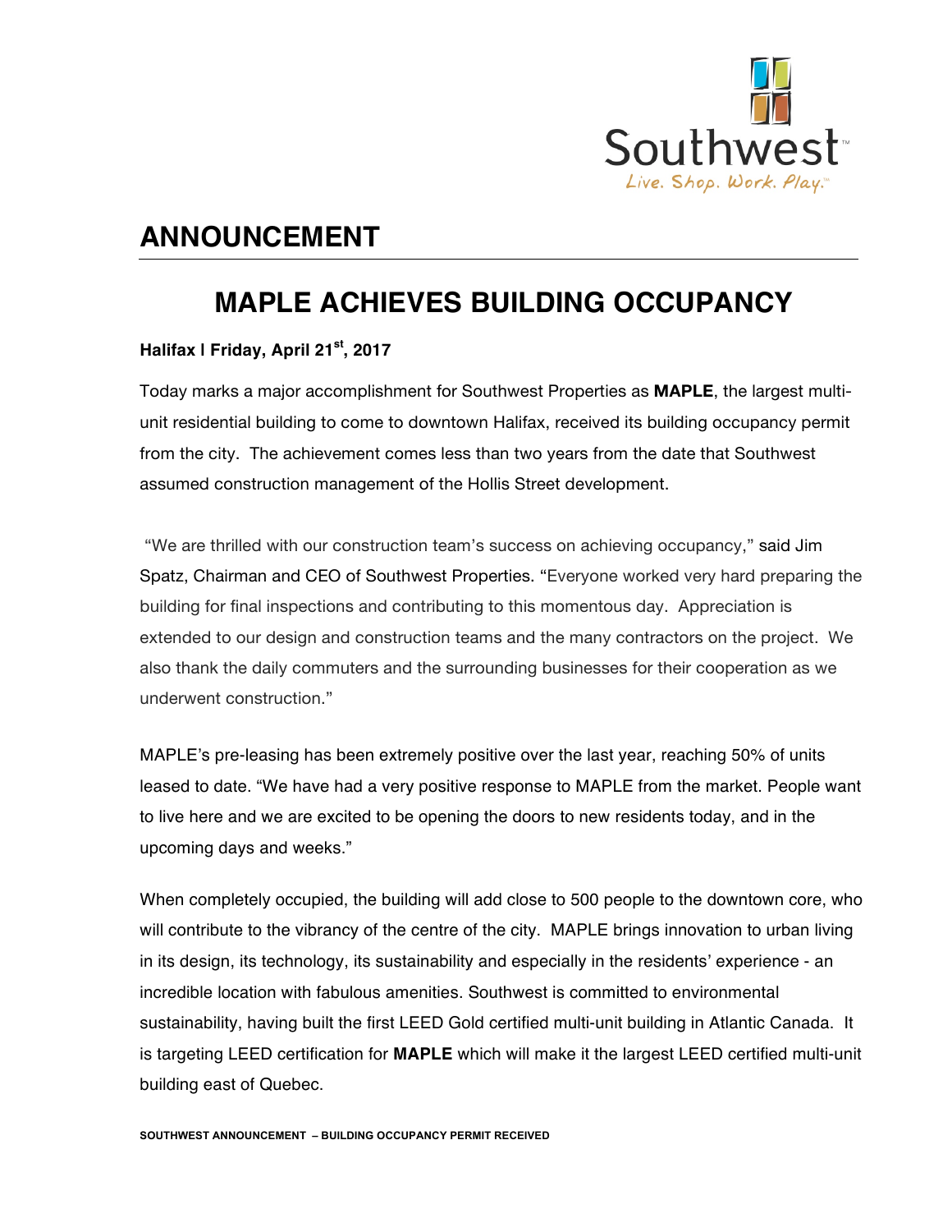Southwest

*Live. Shop. Work. Play.*

# ANNOUNCEMENT

## MAPLE ACHIEVES BUILDING OCCUPANCY

**Halifax | Friday, April 21st, 2017**

Today marks a major accomplishment for Southwest Properties as **MAPLE**, the largest multi-unit residential building to come to downtown Halifax, received its building occupancy permit from the city. The achievement comes less than two years from the date that Southwest assumed construction management of the Hollis Street development.

"We are thrilled with our construction team's success on achieving occupancy," said Jim Spatz, Chairman and CEO of Southwest Properties. "Everyone worked very hard preparing the building for final inspections and contributing to this momentous day. Appreciation is extended to our design and construction teams and the many contractors on the project. We also thank the daily commuters and the surrounding businesses for their cooperation as we underwent construction."

MAPLE's pre-leasing has been extremely positive over the last year, reaching 50% of units leased to date. "We have had a very positive response to MAPLE from the market. People want to live here and we are excited to be opening the doors to new residents today, and in the upcoming days and weeks."

When completely occupied, the building will add close to 500 people to the downtown core, who will contribute to the vibrancy of the centre of the city. MAPLE brings innovation to urban living in its design, its technology, its sustainability and especially in the residents' experience - an incredible location with fabulous amenities. Southwest is committed to environmental sustainability, having built the first LEED Gold certified multi-unit building in Atlantic Canada. It is targeting LEED certification for **MAPLE** which will make it the largest LEED certified multi-unit building east of Quebec.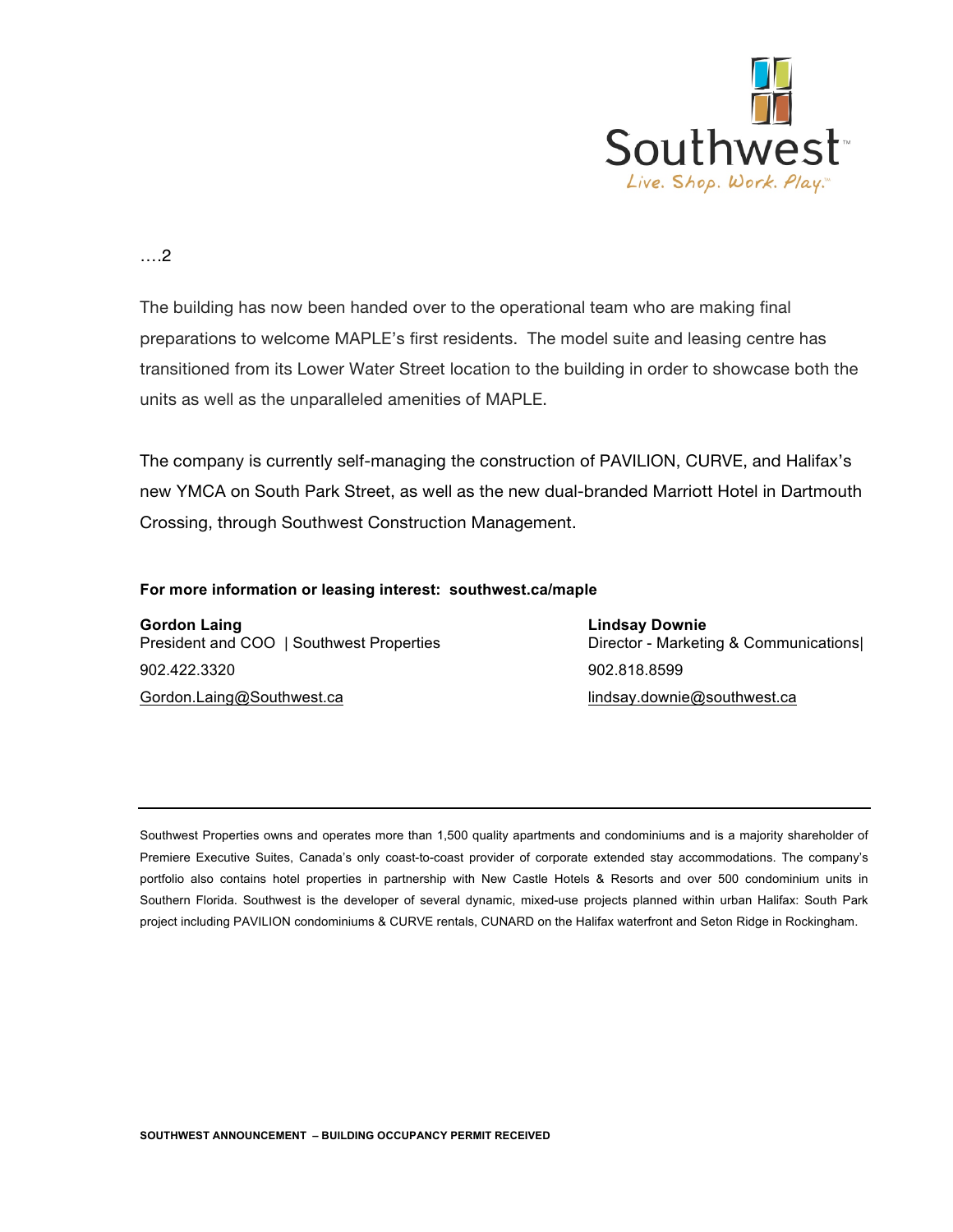….2

The building has now been handed over to the operational team who are making final preparations to welcome MAPLE's first residents. The model suite and leasing centre has transitioned from its Lower Water Street location to the building in order to showcase both the units as well as the unparalleled amenities of MAPLE.

The company is currently self-managing the construction of PAVILION, CURVE, and Halifax's new YMCA on South Park Street, as well as the new dual-branded Marriott Hotel in Dartmouth Crossing, through Southwest Construction Management.

**For more information or leasing interest: southwest.ca/maple**

**Gordon Laing**
President and COO | Southwest Properties
902.422.3320
Gordon.Laing@Southwest.ca

**Lindsay Downie**
Director - Marketing & Communications|
902.818.8599
lindsay.downie@southwest.ca

---

Southwest Properties owns and operates more than 1,500 quality apartments and condominiums and is a majority shareholder of Premiere Executive Suites, Canada's only coast-to-coast provider of corporate extended stay accommodations. The company's portfolio also contains hotel properties in partnership with New Castle Hotels & Resorts and over 500 condominium units in Southern Florida. Southwest is the developer of several dynamic, mixed-use projects planned within urban Halifax: South Park project including PAVILION condominiums & CURVE rentals, CUNARD on the Halifax waterfront and Seton Ridge in Rockingham.